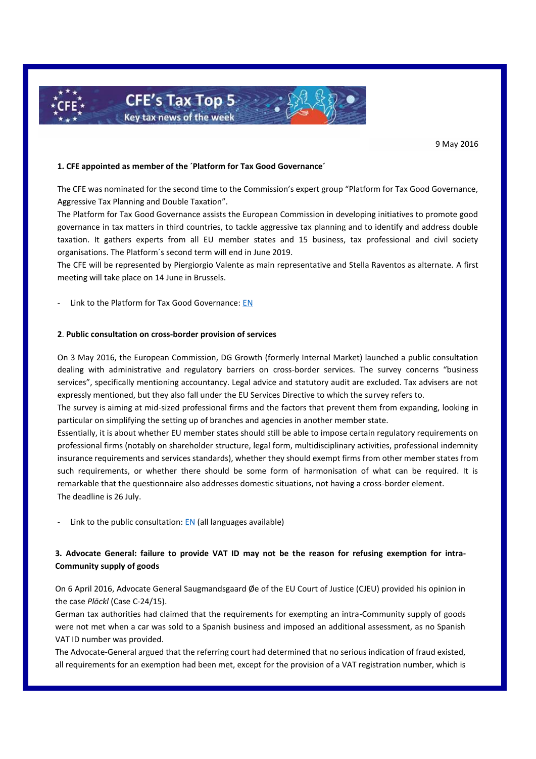# CFE's Tax Top 5

Key tax news of the week

9 May 2016

**1. CFE appointed as member of the ´Platform for Tax Good Governance´**

The CFE was nominated for the second time to the Commission's expert group "Platform for Tax Good Governance, Aggressive Tax Planning and Double Taxation".

The Platform for Tax Good Governance assists the European Commission in developing initiatives to promote good governance in tax matters in third countries, to tackle aggressive tax planning and to identify and address double taxation. It gathers experts from all EU member states and 15 business, tax professional and civil society organisations. The Platform´s second term will end in June 2019.

The CFE will be represented by Piergiorgio Valente as main representative and Stella Raventos as alternate. A first meeting will take place on 14 June in Brussels.

- Link to the Platform for Tax Good Governance: EN

**2. Public consultation on cross-border provision of services**

On 3 May 2016, the European Commission, DG Growth (formerly Internal Market) launched a public consultation dealing with administrative and regulatory barriers on cross-border services. The survey concerns "business services", specifically mentioning accountancy. Legal advice and statutory audit are excluded. Tax advisers are not expressly mentioned, but they also fall under the EU Services Directive to which the survey refers to.

The survey is aiming at mid-sized professional firms and the factors that prevent them from expanding, looking in particular on simplifying the setting up of branches and agencies in another member state.

Essentially, it is about whether EU member states should still be able to impose certain regulatory requirements on professional firms (notably on shareholder structure, legal form, multidisciplinary activities, professional indemnity insurance requirements and services standards), whether they should exempt firms from other member states from such requirements, or whether there should be some form of harmonisation of what can be required. It is remarkable that the questionnaire also addresses domestic situations, not having a cross-border element.

The deadline is 26 July.

- Link to the public consultation: EN (all languages available)

**3. Advocate General: failure to provide VAT ID may not be the reason for refusing exemption for intra-Community supply of goods**

On 6 April 2016, Advocate General Saugmandsgaard Øe of the EU Court of Justice (CJEU) provided his opinion in the case *Plöckl* (Case C-24/15).

German tax authorities had claimed that the requirements for exempting an intra-Community supply of goods were not met when a car was sold to a Spanish business and imposed an additional assessment, as no Spanish VAT ID number was provided.

The Advocate-General argued that the referring court had determined that no serious indication of fraud existed, all requirements for an exemption had been met, except for the provision of a VAT registration number, which is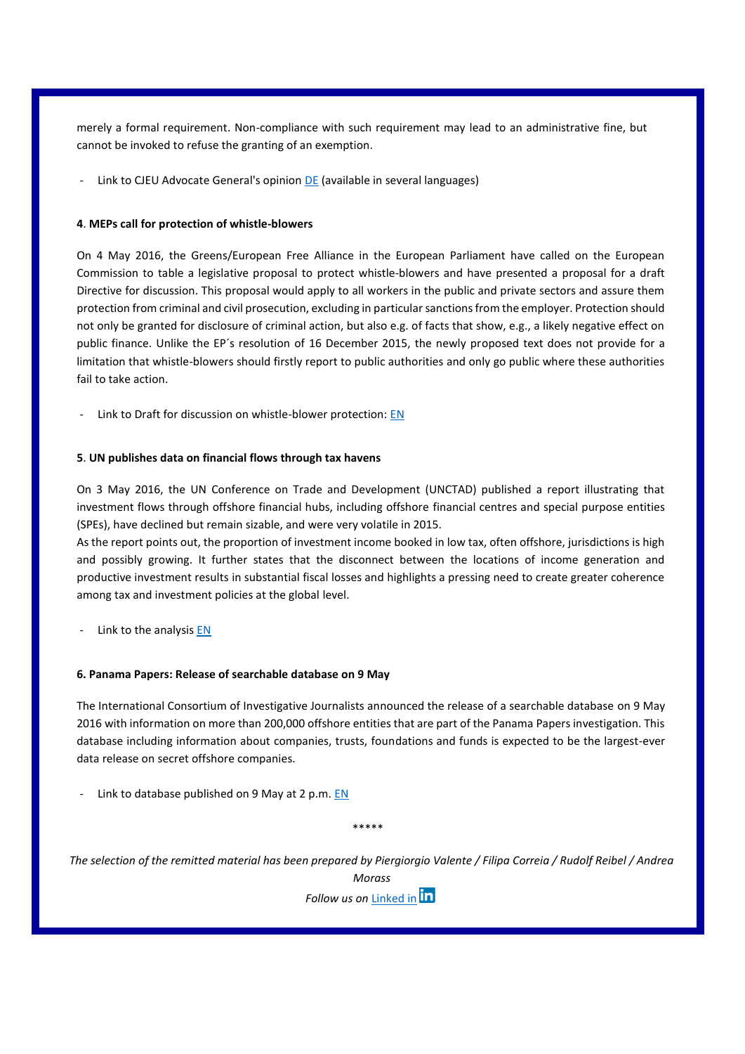merely a formal requirement. Non-compliance with such requirement may lead to an administrative fine, but cannot be invoked to refuse the granting of an exemption.

- Link to CJEU Advocate General's opinion DE (available in several languages)

**4**. **MEPs call for protection of whistle-blowers**

On 4 May 2016, the Greens/European Free Alliance in the European Parliament have called on the European Commission to table a legislative proposal to protect whistle-blowers and have presented a proposal for a draft Directive for discussion. This proposal would apply to all workers in the public and private sectors and assure them protection from criminal and civil prosecution, excluding in particular sanctions from the employer. Protection should not only be granted for disclosure of criminal action, but also e.g. of facts that show, e.g., a likely negative effect on public finance. Unlike the EP´s resolution of 16 December 2015, the newly proposed text does not provide for a limitation that whistle-blowers should firstly report to public authorities and only go public where these authorities fail to take action.

- Link to Draft for discussion on whistle-blower protection: EN

**5**. **UN publishes data on financial flows through tax havens**

On 3 May 2016, the UN Conference on Trade and Development (UNCTAD) published a report illustrating that investment flows through offshore financial hubs, including offshore financial centres and special purpose entities (SPEs), have declined but remain sizable, and were very volatile in 2015.
As the report points out, the proportion of investment income booked in low tax, often offshore, jurisdictions is high and possibly growing. It further states that the disconnect between the locations of income generation and productive investment results in substantial fiscal losses and highlights a pressing need to create greater coherence among tax and investment policies at the global level.

- Link to the analysis EN

**6. Panama Papers: Release of searchable database on 9 May**

The International Consortium of Investigative Journalists announced the release of a searchable database on 9 May 2016 with information on more than 200,000 offshore entities that are part of the Panama Papers investigation. This database including information about companies, trusts, foundations and funds is expected to be the largest-ever data release on secret offshore companies.

- Link to database published on 9 May at 2 p.m. EN

*****

*The selection of the remitted material has been prepared by Piergiorgio Valente / Filipa Correia / Rudolf Reibel / Andrea Morass*

*Follow us on* Linked in